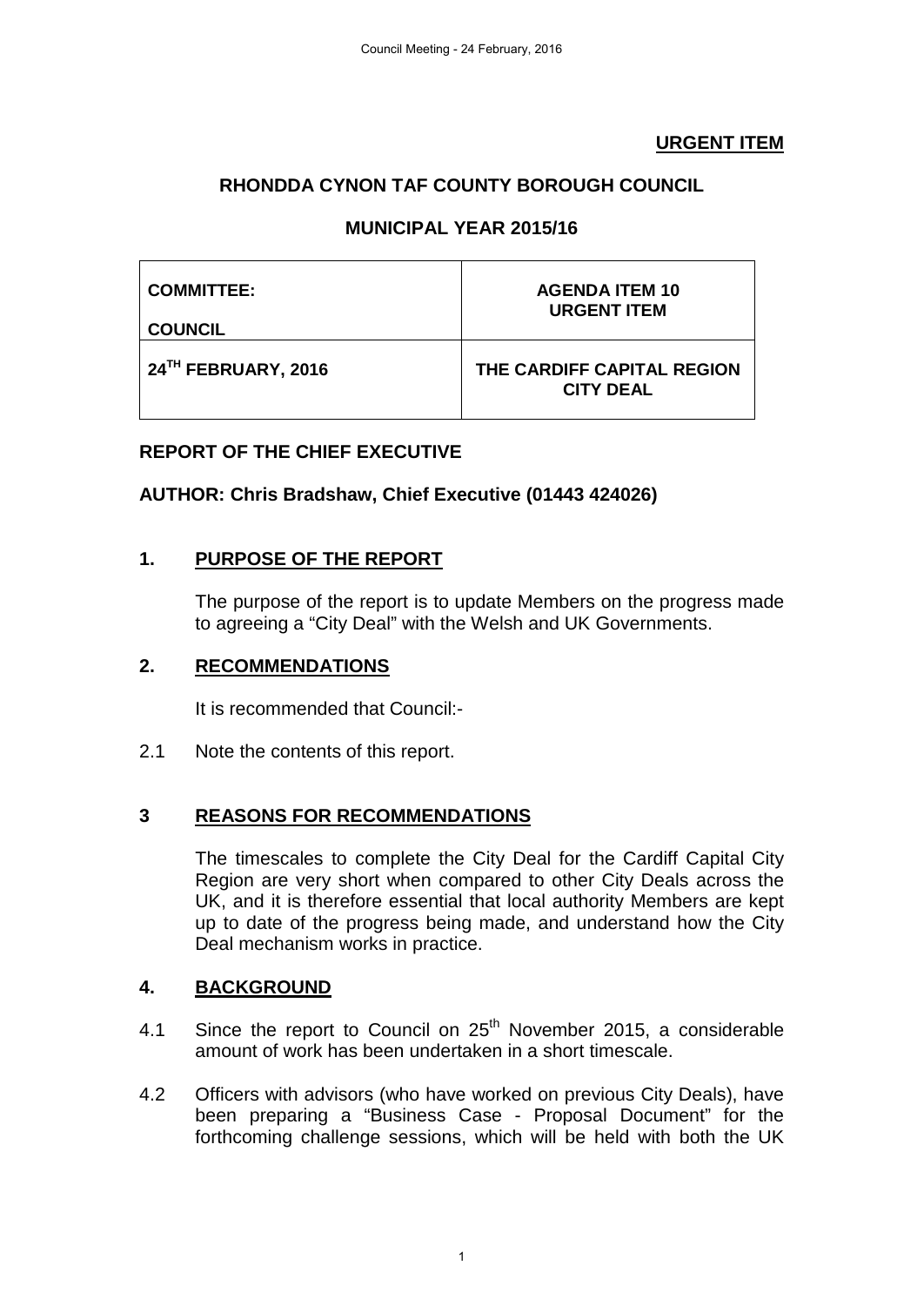**URGENT ITEM**

**RHONDDA CYNON TAF COUNTY BOROUGH COUNCIL**

**MUNICIPAL YEAR 2015/16**

| **COMMITTEE:**<br><br>**COUNCIL** | **AGENDA ITEM 10**<br>**URGENT ITEM** |
|---|---|
| **24TH FEBRUARY, 2016** | **THE CARDIFF CAPITAL REGION CITY DEAL** |

**REPORT OF THE CHIEF EXECUTIVE**

**AUTHOR: Chris Bradshaw, Chief Executive (01443 424026)**

## 1. PURPOSE OF THE REPORT

The purpose of the report is to update Members on the progress made to agreeing a "City Deal" with the Welsh and UK Governments.

## 2. RECOMMENDATIONS

It is recommended that Council:-

2.1 Note the contents of this report.

## 3 REASONS FOR RECOMMENDATIONS

The timescales to complete the City Deal for the Cardiff Capital City Region are very short when compared to other City Deals across the UK, and it is therefore essential that local authority Members are kept up to date of the progress being made, and understand how the City Deal mechanism works in practice.

## 4. BACKGROUND

4.1 Since the report to Council on 25th November 2015, a considerable amount of work has been undertaken in a short timescale.

4.2 Officers with advisors (who have worked on previous City Deals), have been preparing a "Business Case - Proposal Document" for the forthcoming challenge sessions, which will be held with both the UK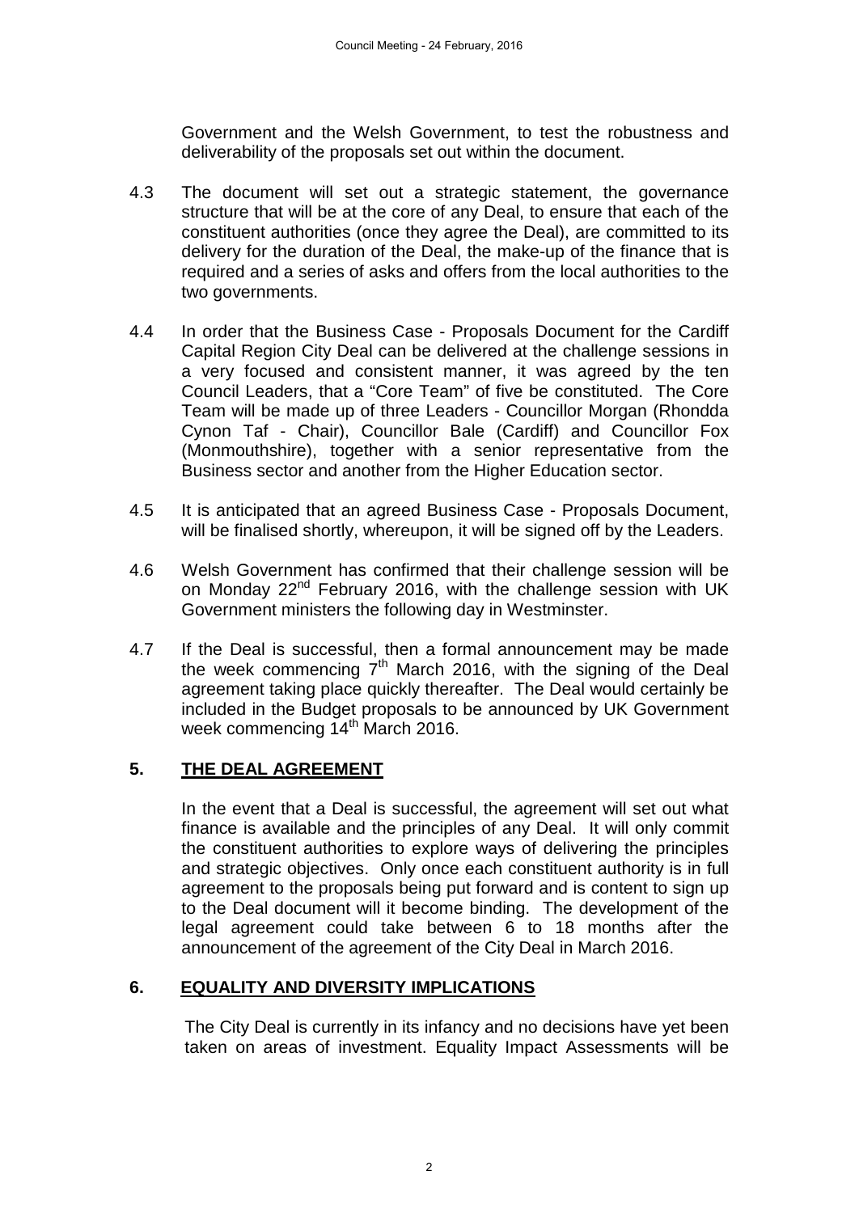Government and the Welsh Government, to test the robustness and deliverability of the proposals set out within the document.

4.3 The document will set out a strategic statement, the governance structure that will be at the core of any Deal, to ensure that each of the constituent authorities (once they agree the Deal), are committed to its delivery for the duration of the Deal, the make-up of the finance that is required and a series of asks and offers from the local authorities to the two governments.

4.4 In order that the Business Case - Proposals Document for the Cardiff Capital Region City Deal can be delivered at the challenge sessions in a very focused and consistent manner, it was agreed by the ten Council Leaders, that a "Core Team" of five be constituted. The Core Team will be made up of three Leaders - Councillor Morgan (Rhondda Cynon Taf - Chair), Councillor Bale (Cardiff) and Councillor Fox (Monmouthshire), together with a senior representative from the Business sector and another from the Higher Education sector.

4.5 It is anticipated that an agreed Business Case - Proposals Document, will be finalised shortly, whereupon, it will be signed off by the Leaders.

4.6 Welsh Government has confirmed that their challenge session will be on Monday 22nd February 2016, with the challenge session with UK Government ministers the following day in Westminster.

4.7 If the Deal is successful, then a formal announcement may be made the week commencing 7th March 2016, with the signing of the Deal agreement taking place quickly thereafter. The Deal would certainly be included in the Budget proposals to be announced by UK Government week commencing 14th March 2016.

## 5. THE DEAL AGREEMENT

In the event that a Deal is successful, the agreement will set out what finance is available and the principles of any Deal. It will only commit the constituent authorities to explore ways of delivering the principles and strategic objectives. Only once each constituent authority is in full agreement to the proposals being put forward and is content to sign up to the Deal document will it become binding. The development of the legal agreement could take between 6 to 18 months after the announcement of the agreement of the City Deal in March 2016.

## 6. EQUALITY AND DIVERSITY IMPLICATIONS

The City Deal is currently in its infancy and no decisions have yet been taken on areas of investment. Equality Impact Assessments will be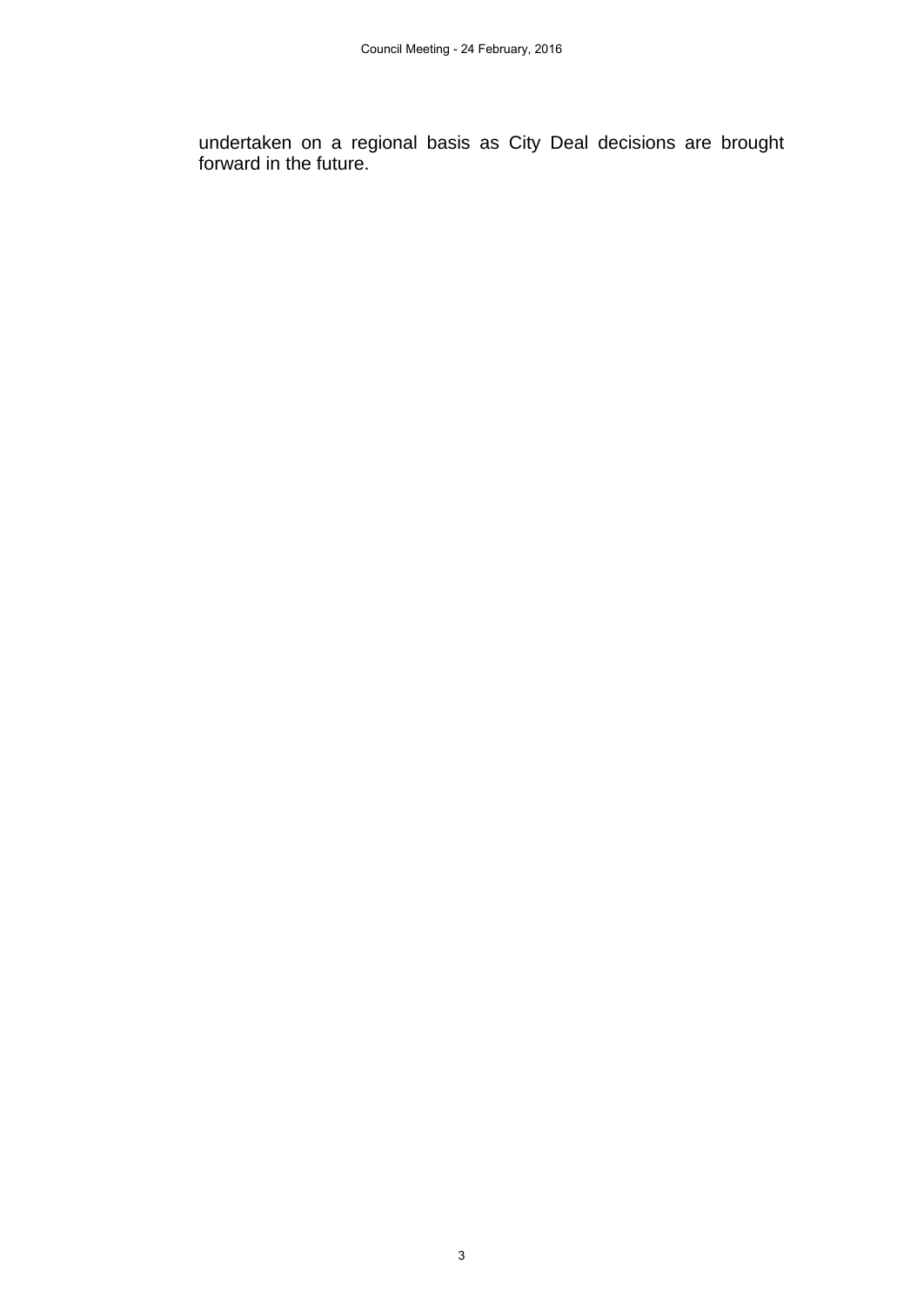undertaken on a regional basis as City Deal decisions are brought forward in the future.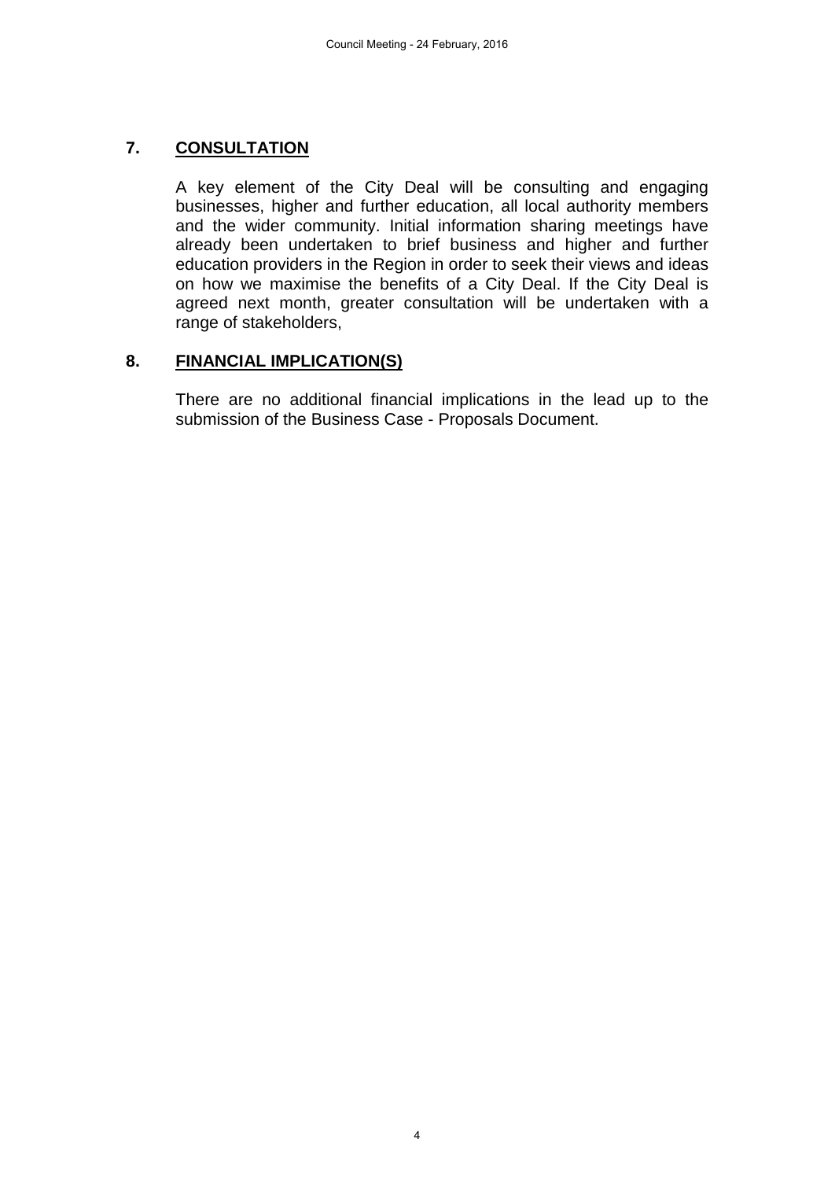## 7. <u>CONSULTATION</u>

A key element of the City Deal will be consulting and engaging businesses, higher and further education, all local authority members and the wider community. Initial information sharing meetings have already been undertaken to brief business and higher and further education providers in the Region in order to seek their views and ideas on how we maximise the benefits of a City Deal. If the City Deal is agreed next month, greater consultation will be undertaken with a range of stakeholders,

## 8. <u>FINANCIAL IMPLICATION(S)</u>

There are no additional financial implications in the lead up to the submission of the Business Case - Proposals Document.